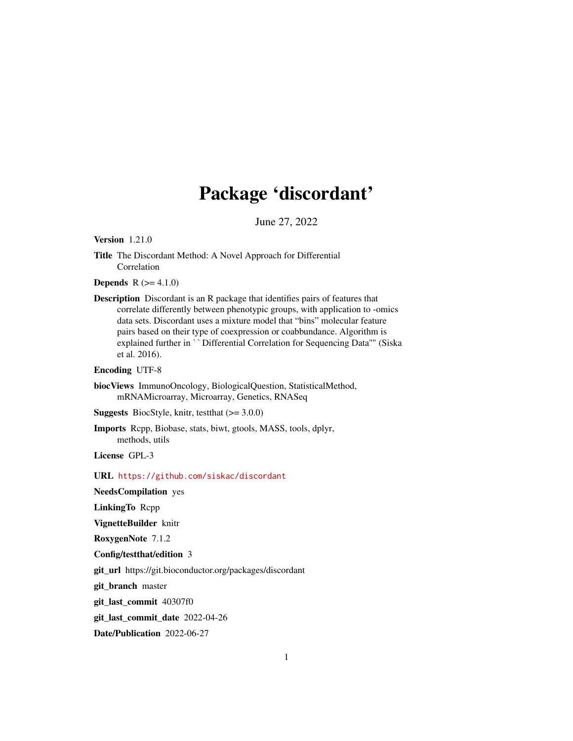# Package 'discordant'

June 27, 2022

**Version** 1.21.0

**Title** The Discordant Method: A Novel Approach for Differential Correlation

**Depends** R (>= 4.1.0)

**Description** Discordant is an R package that identifies pairs of features that correlate differently between phenotypic groups, with application to -omics data sets. Discordant uses a mixture model that "bins" molecular feature pairs based on their type of coexpression or coabbundance. Algorithm is explained further in ``Differential Correlation for Sequencing Data'''' (Siska et al. 2016).

**Encoding** UTF-8

**biocViews** ImmunoOncology, BiologicalQuestion, StatisticalMethod, mRNAMicroarray, Microarray, Genetics, RNASeq

**Suggests** BiocStyle, knitr, testthat (>= 3.0.0)

**Imports** Rcpp, Biobase, stats, biwt, gtools, MASS, tools, dplyr, methods, utils

**License** GPL-3

**URL** https://github.com/siskac/discordant

**NeedsCompilation** yes

**LinkingTo** Rcpp

**VignetteBuilder** knitr

**RoxygenNote** 7.1.2

**Config/testthat/edition** 3

**git_url** https://git.bioconductor.org/packages/discordant

**git_branch** master

**git_last_commit** 40307f0

**git_last_commit_date** 2022-04-26

**Date/Publication** 2022-06-27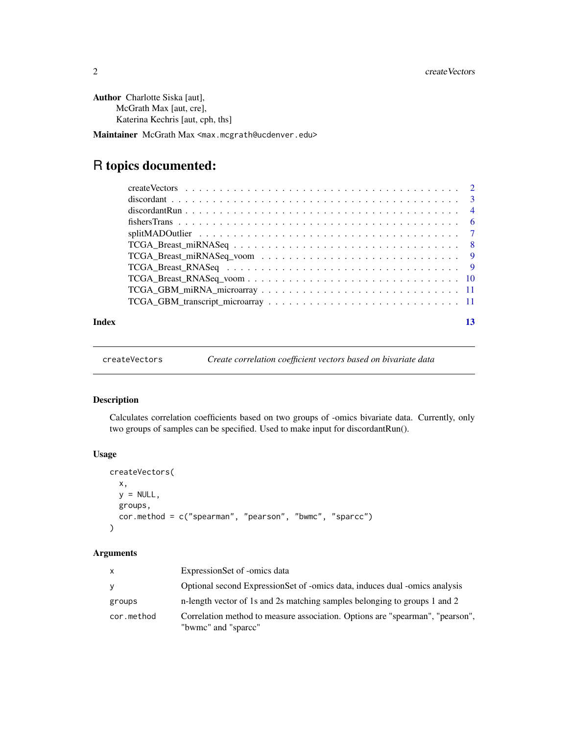**Author** Charlotte Siska [aut],
McGrath Max [aut, cre],
Katerina Kechris [aut, cph, ths]

**Maintainer** McGrath Max <max.mcgrath@ucdenver.edu>

# R topics documented:

createVectors . . . . . . . . . . . . . . . . . . . . . . . . . . . . . . . . . . . . . . 2
discordant . . . . . . . . . . . . . . . . . . . . . . . . . . . . . . . . . . . . . . . 3
discordantRun . . . . . . . . . . . . . . . . . . . . . . . . . . . . . . . . . . . . . . 4
fishersTrans . . . . . . . . . . . . . . . . . . . . . . . . . . . . . . . . . . . . . . 6
splitMADOutlier . . . . . . . . . . . . . . . . . . . . . . . . . . . . . . . . . . . . 7
TCGA_Breast_miRNASeq . . . . . . . . . . . . . . . . . . . . . . . . . . . . . . . . 8
TCGA_Breast_miRNASeq_voom . . . . . . . . . . . . . . . . . . . . . . . . . . . . 9
TCGA_Breast_RNASeq . . . . . . . . . . . . . . . . . . . . . . . . . . . . . . . . . 9
TCGA_Breast_RNASeq_voom . . . . . . . . . . . . . . . . . . . . . . . . . . . . . 10
TCGA_GBM_miRNA_microarray . . . . . . . . . . . . . . . . . . . . . . . . . . . . 11
TCGA_GBM_transcript_microarray . . . . . . . . . . . . . . . . . . . . . . . . . . 11

**Index** 13

---

`createVectors` *Create correlation coefficient vectors based on bivariate data*

---

### Description

Calculates correlation coefficients based on two groups of -omics bivariate data. Currently, only two groups of samples can be specified. Used to make input for discordantRun().

### Usage

```
createVectors(
  x,
  y = NULL,
  groups,
  cor.method = c("spearman", "pearson", "bwmc", "sparcc")
)
```

### Arguments

| | |
|---|---|
| `x` | ExpressionSet of -omics data |
| `y` | Optional second ExpressionSet of -omics data, induces dual -omics analysis |
| `groups` | n-length vector of 1s and 2s matching samples belonging to groups 1 and 2 |
| `cor.method` | Correlation method to measure association. Options are "spearman", "pearson", "bwmc" and "sparcc" |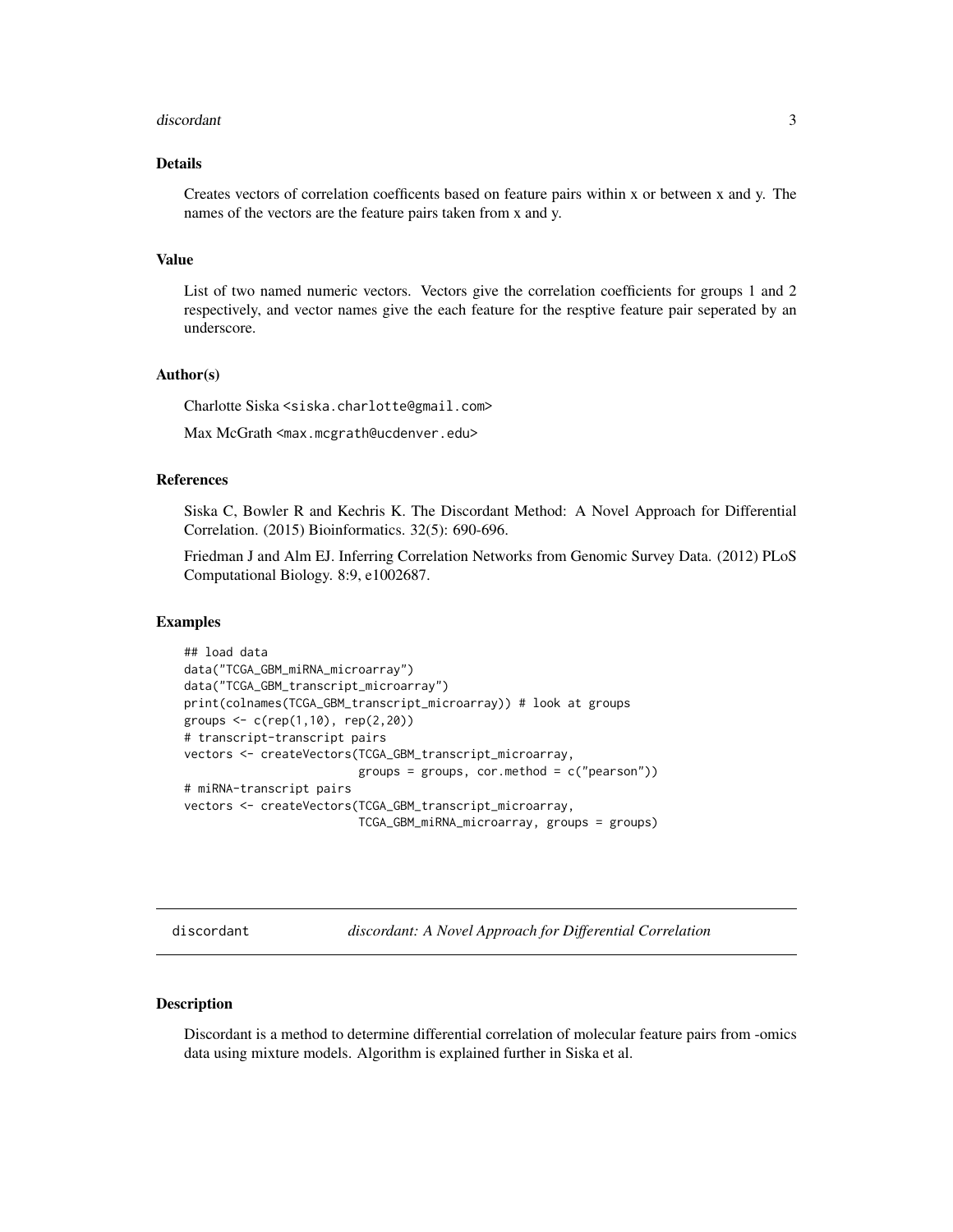### Details

Creates vectors of correlation coefficents based on feature pairs within x or between x and y. The names of the vectors are the feature pairs taken from x and y.

### Value

List of two named numeric vectors. Vectors give the correlation coefficients for groups 1 and 2 respectively, and vector names give the each feature for the resptive feature pair seperated by an underscore.

### Author(s)

Charlotte Siska <siska.charlotte@gmail.com>

Max McGrath <max.mcgrath@ucdenver.edu>

### References

Siska C, Bowler R and Kechris K. The Discordant Method: A Novel Approach for Differential Correlation. (2015) Bioinformatics. 32(5): 690-696.

Friedman J and Alm EJ. Inferring Correlation Networks from Genomic Survey Data. (2012) PLoS Computational Biology. 8:9, e1002687.

### Examples

```
## load data
data("TCGA_GBM_miRNA_microarray")
data("TCGA_GBM_transcript_microarray")
print(colnames(TCGA_GBM_transcript_microarray)) # look at groups
groups <- c(rep(1,10), rep(2,20))
# transcript-transcript pairs
vectors <- createVectors(TCGA_GBM_transcript_microarray,
                         groups = groups, cor.method = c("pearson"))
# miRNA-transcript pairs
vectors <- createVectors(TCGA_GBM_transcript_microarray,
                         TCGA_GBM_miRNA_microarray, groups = groups)
```

---

## discordant — *discordant: A Novel Approach for Differential Correlation*

### Description

Discordant is a method to determine differential correlation of molecular feature pairs from -omics data using mixture models. Algorithm is explained further in Siska et al.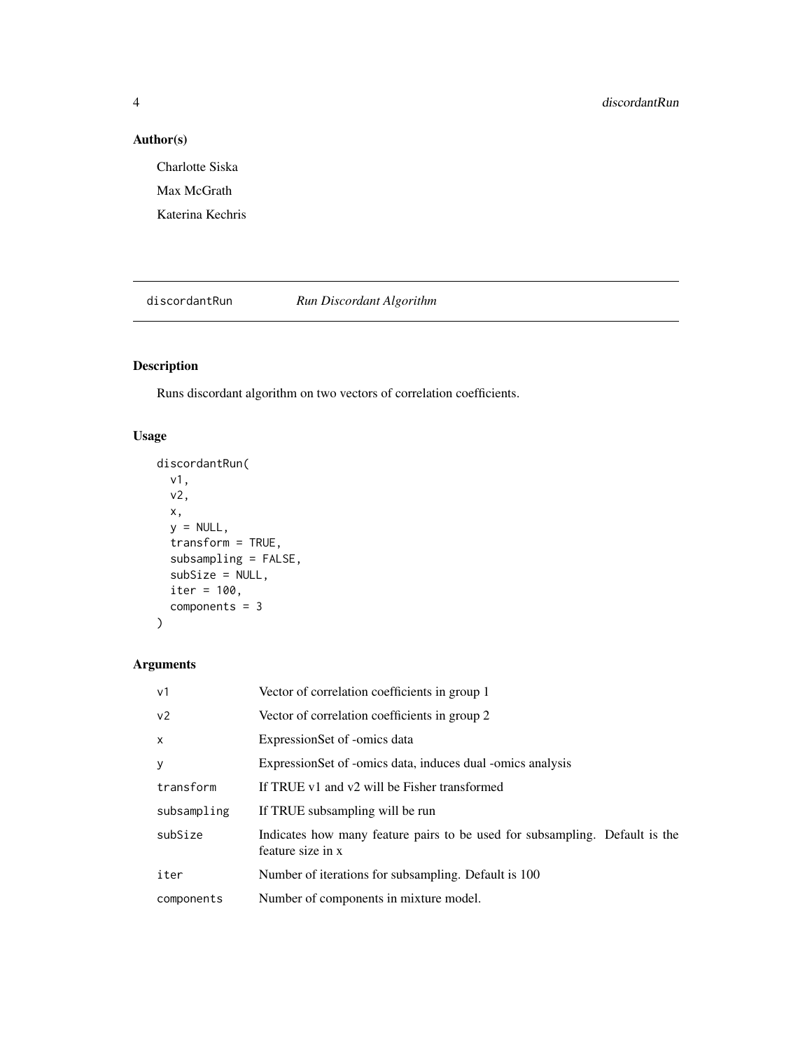## Author(s)

Charlotte Siska

Max McGrath

Katerina Kechris

---

# discordantRun *Run Discordant Algorithm*

---

## Description

Runs discordant algorithm on two vectors of correlation coefficients.

## Usage

```
discordantRun(
  v1,
  v2,
  x,
  y = NULL,
  transform = TRUE,
  subsampling = FALSE,
  subSize = NULL,
  iter = 100,
  components = 3
)
```

## Arguments

| | |
|---|---|
| `v1` | Vector of correlation coefficients in group 1 |
| `v2` | Vector of correlation coefficients in group 2 |
| `x` | ExpressionSet of -omics data |
| `y` | ExpressionSet of -omics data, induces dual -omics analysis |
| `transform` | If TRUE v1 and v2 will be Fisher transformed |
| `subsampling` | If TRUE subsampling will be run |
| `subSize` | Indicates how many feature pairs to be used for subsampling. Default is the feature size in x |
| `iter` | Number of iterations for subsampling. Default is 100 |
| `components` | Number of components in mixture model. |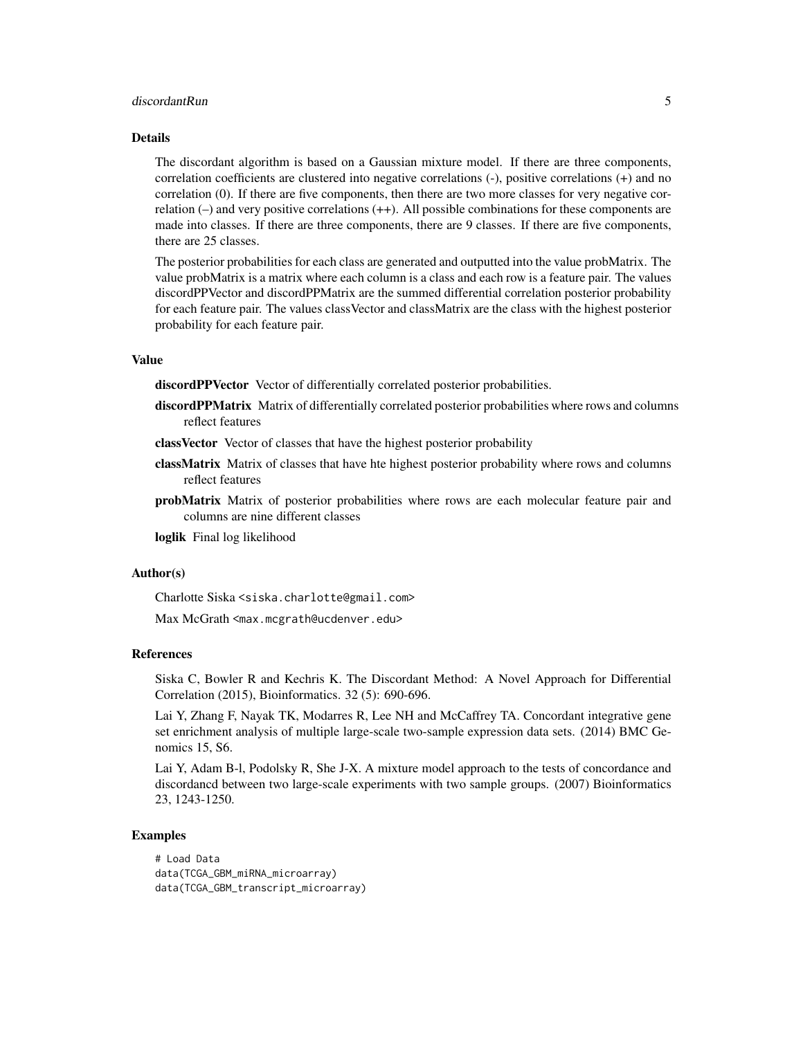## Details

The discordant algorithm is based on a Gaussian mixture model. If there are three components, correlation coefficients are clustered into negative correlations (-), positive correlations (+) and no correlation (0). If there are five components, then there are two more classes for very negative correlation (–) and very positive correlations (++). All possible combinations for these components are made into classes. If there are three components, there are 9 classes. If there are five components, there are 25 classes.

The posterior probabilities for each class are generated and outputted into the value probMatrix. The value probMatrix is a matrix where each column is a class and each row is a feature pair. The values discordPPVector and discordPPMatrix are the summed differential correlation posterior probability for each feature pair. The values classVector and classMatrix are the class with the highest posterior probability for each feature pair.

## Value

**discordPPVector** Vector of differentially correlated posterior probabilities.

**discordPPMatrix** Matrix of differentially correlated posterior probabilities where rows and columns reflect features

**classVector** Vector of classes that have the highest posterior probability

**classMatrix** Matrix of classes that have hte highest posterior probability where rows and columns reflect features

**probMatrix** Matrix of posterior probabilities where rows are each molecular feature pair and columns are nine different classes

**loglik** Final log likelihood

## Author(s)

Charlotte Siska <siska.charlotte@gmail.com>

Max McGrath <max.mcgrath@ucdenver.edu>

## References

Siska C, Bowler R and Kechris K. The Discordant Method: A Novel Approach for Differential Correlation (2015), Bioinformatics. 32 (5): 690-696.

Lai Y, Zhang F, Nayak TK, Modarres R, Lee NH and McCaffrey TA. Concordant integrative gene set enrichment analysis of multiple large-scale two-sample expression data sets. (2014) BMC Genomics 15, S6.

Lai Y, Adam B-l, Podolsky R, She J-X. A mixture model approach to the tests of concordance and discordancd between two large-scale experiments with two sample groups. (2007) Bioinformatics 23, 1243-1250.

## Examples

```
# Load Data
data(TCGA_GBM_miRNA_microarray)
data(TCGA_GBM_transcript_microarray)
```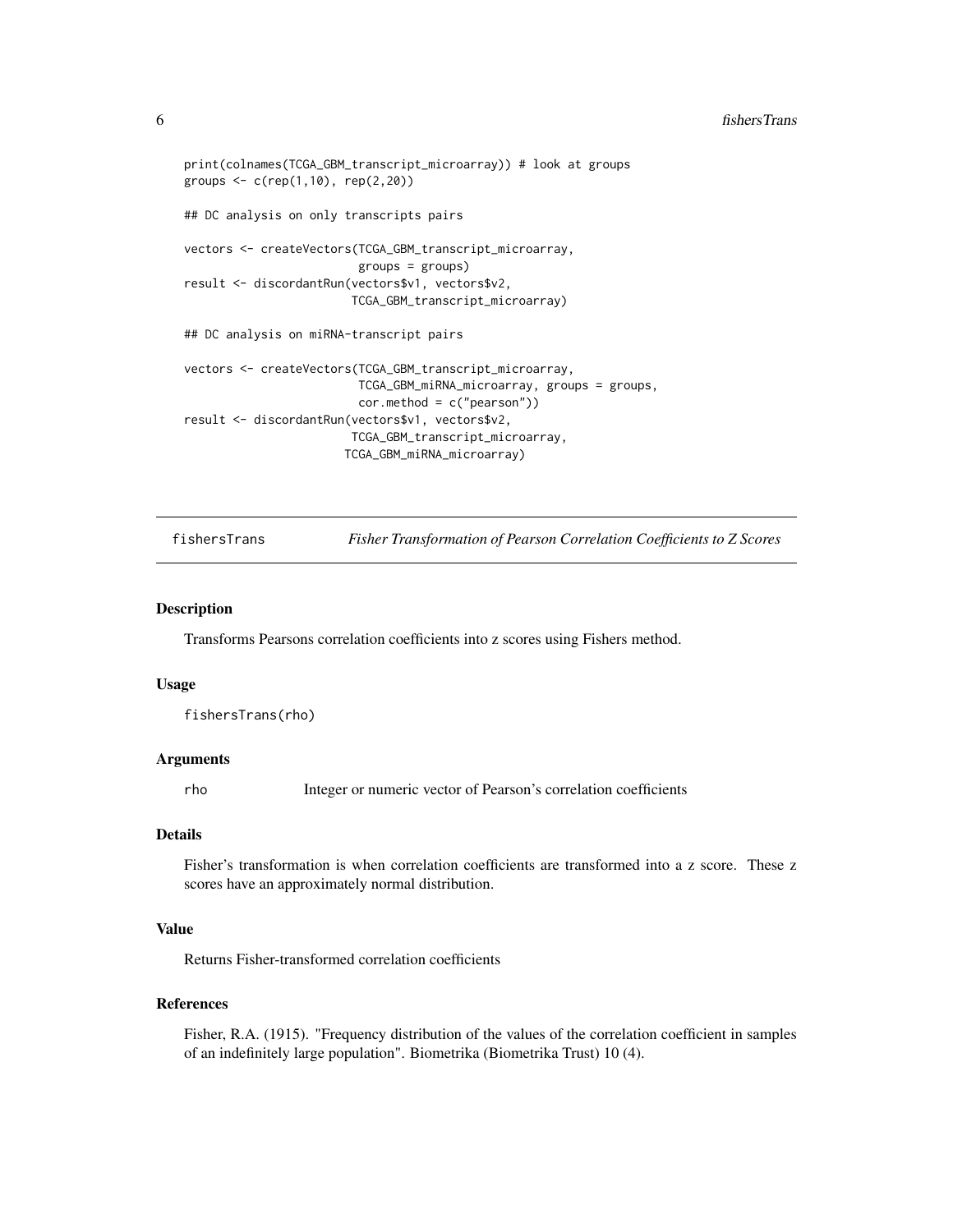```
print(colnames(TCGA_GBM_transcript_microarray)) # look at groups
groups <- c(rep(1,10), rep(2,20))

## DC analysis on only transcripts pairs

vectors <- createVectors(TCGA_GBM_transcript_microarray,
                         groups = groups)
result <- discordantRun(vectors$v1, vectors$v2,
                        TCGA_GBM_transcript_microarray)

## DC analysis on miRNA-transcript pairs

vectors <- createVectors(TCGA_GBM_transcript_microarray,
                         TCGA_GBM_miRNA_microarray, groups = groups,
                         cor.method = c("pearson"))
result <- discordantRun(vectors$v1, vectors$v2,
                        TCGA_GBM_transcript_microarray,
                       TCGA_GBM_miRNA_microarray)
```

## fishersTrans    *Fisher Transformation of Pearson Correlation Coefficients to Z Scores*

### Description

Transforms Pearsons correlation coefficients into z scores using Fishers method.

### Usage

```
fishersTrans(rho)
```

### Arguments

| | |
|---|---|
| rho | Integer or numeric vector of Pearson's correlation coefficients |

### Details

Fisher's transformation is when correlation coefficients are transformed into a z score. These z scores have an approximately normal distribution.

### Value

Returns Fisher-transformed correlation coefficients

### References

Fisher, R.A. (1915). "Frequency distribution of the values of the correlation coefficient in samples of an indefinitely large population". Biometrika (Biometrika Trust) 10 (4).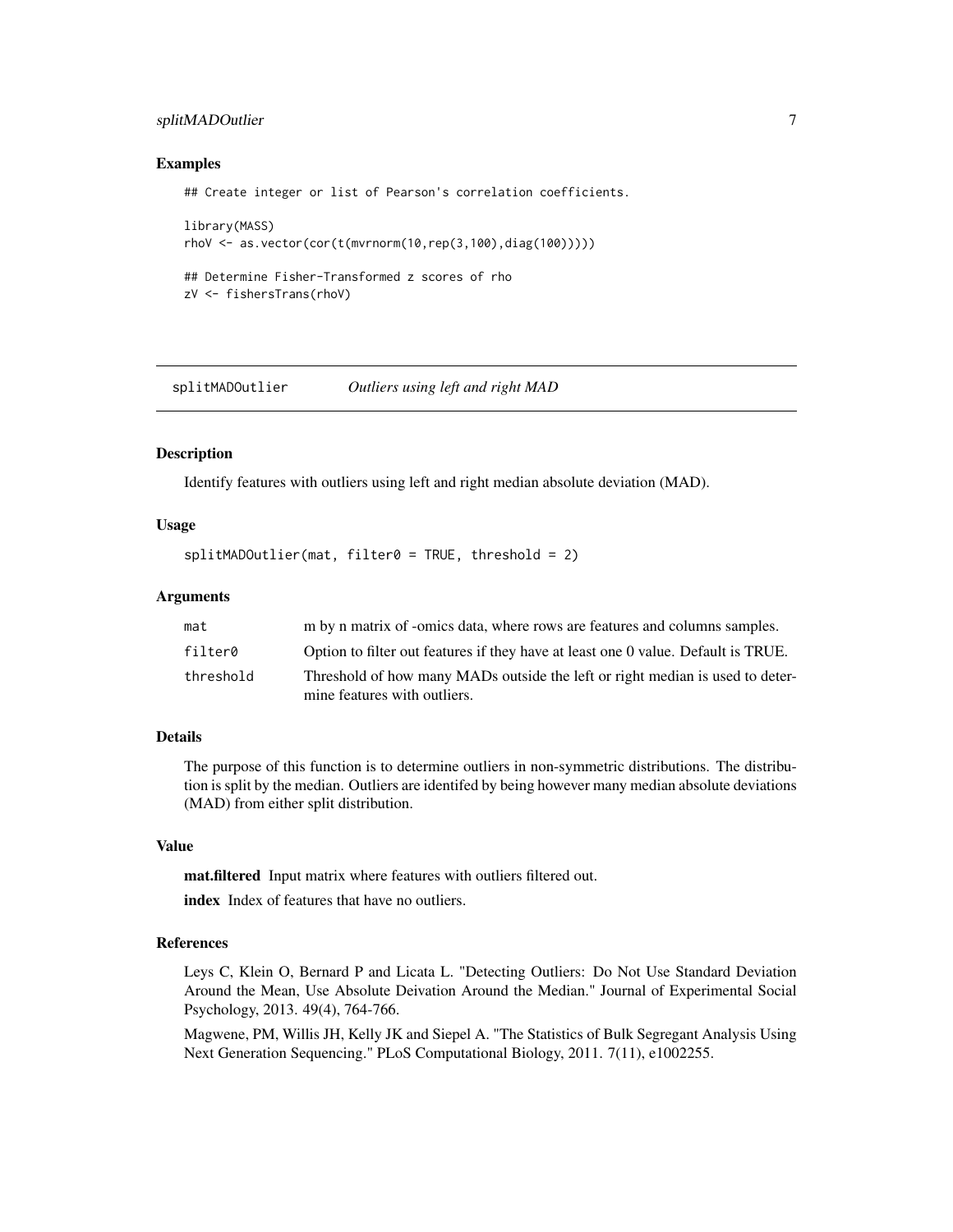### Examples

```
## Create integer or list of Pearson's correlation coefficients.

library(MASS)
rhoV <- as.vector(cor(t(mvrnorm(10,rep(3,100),diag(100)))))

## Determine Fisher-Transformed z scores of rho
zV <- fishersTrans(rhoV)
```

---

## splitMADOutlier    *Outliers using left and right MAD*

---

### Description

Identify features with outliers using left and right median absolute deviation (MAD).

### Usage

```
splitMADOutlier(mat, filter0 = TRUE, threshold = 2)
```

### Arguments

| | |
|---|---|
| `mat` | m by n matrix of -omics data, where rows are features and columns samples. |
| `filter0` | Option to filter out features if they have at least one 0 value. Default is TRUE. |
| `threshold` | Threshold of how many MADs outside the left or right median is used to determine features with outliers. |

### Details

The purpose of this function is to determine outliers in non-symmetric distributions. The distribution is split by the median. Outliers are identifed by being however many median absolute deviations (MAD) from either split distribution.

### Value

**mat.filtered** Input matrix where features with outliers filtered out.

**index** Index of features that have no outliers.

### References

Leys C, Klein O, Bernard P and Licata L. "Detecting Outliers: Do Not Use Standard Deviation Around the Mean, Use Absolute Deivation Around the Median." Journal of Experimental Social Psychology, 2013. 49(4), 764-766.

Magwene, PM, Willis JH, Kelly JK and Siepel A. "The Statistics of Bulk Segregant Analysis Using Next Generation Sequencing." PLoS Computational Biology, 2011. 7(11), e1002255.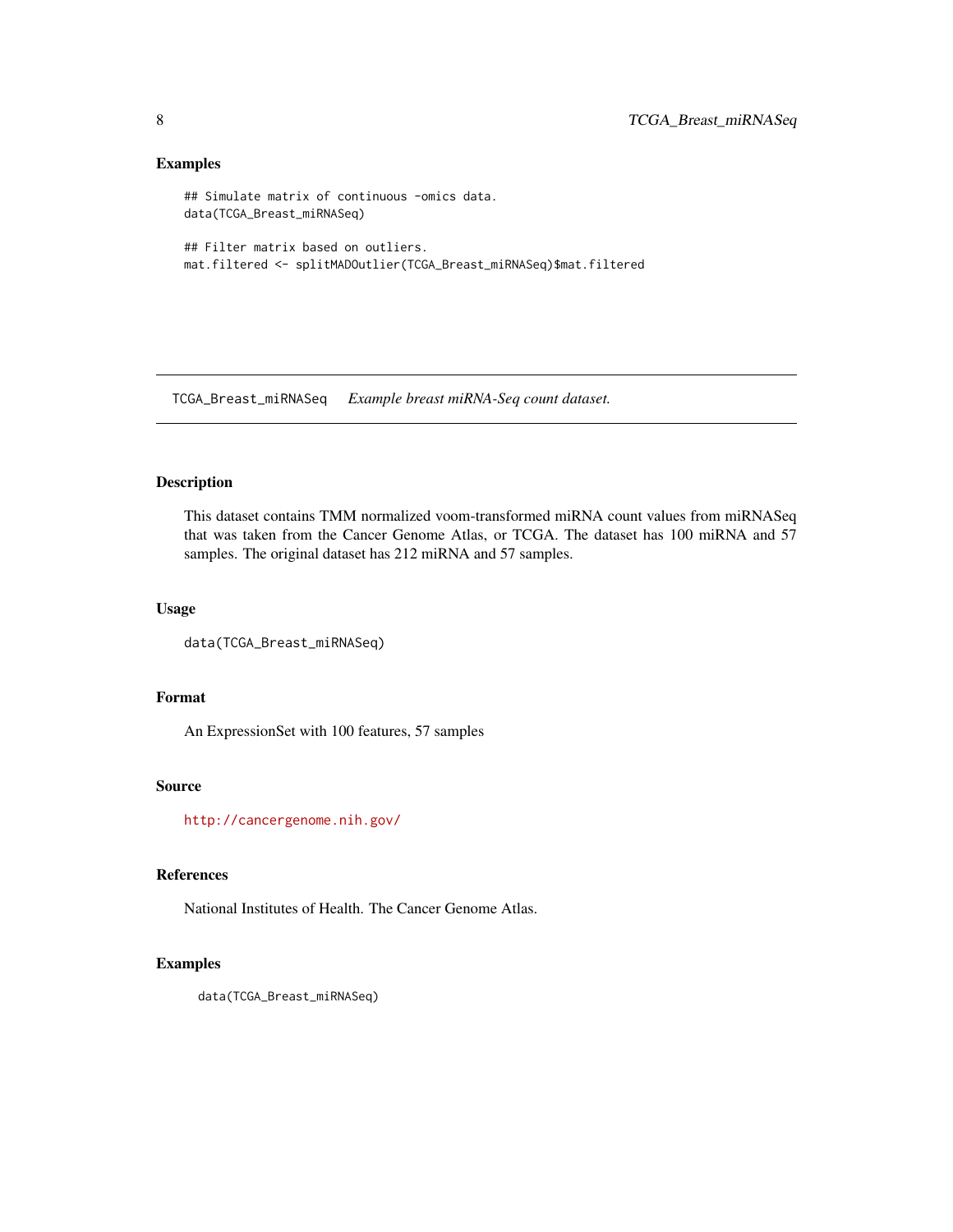### Examples

```
## Simulate matrix of continuous -omics data.
data(TCGA_Breast_miRNASeq)

## Filter matrix based on outliers.
mat.filtered <- splitMADOutlier(TCGA_Breast_miRNASeq)$mat.filtered
```

---

## TCGA_Breast_miRNASeq    *Example breast miRNA-Seq count dataset.*

---

### Description

This dataset contains TMM normalized voom-transformed miRNA count values from miRNASeq that was taken from the Cancer Genome Atlas, or TCGA. The dataset has 100 miRNA and 57 samples. The original dataset has 212 miRNA and 57 samples.

### Usage

```
data(TCGA_Breast_miRNASeq)
```

### Format

An ExpressionSet with 100 features, 57 samples

### Source

http://cancergenome.nih.gov/

### References

National Institutes of Health. The Cancer Genome Atlas.

### Examples

```
data(TCGA_Breast_miRNASeq)
```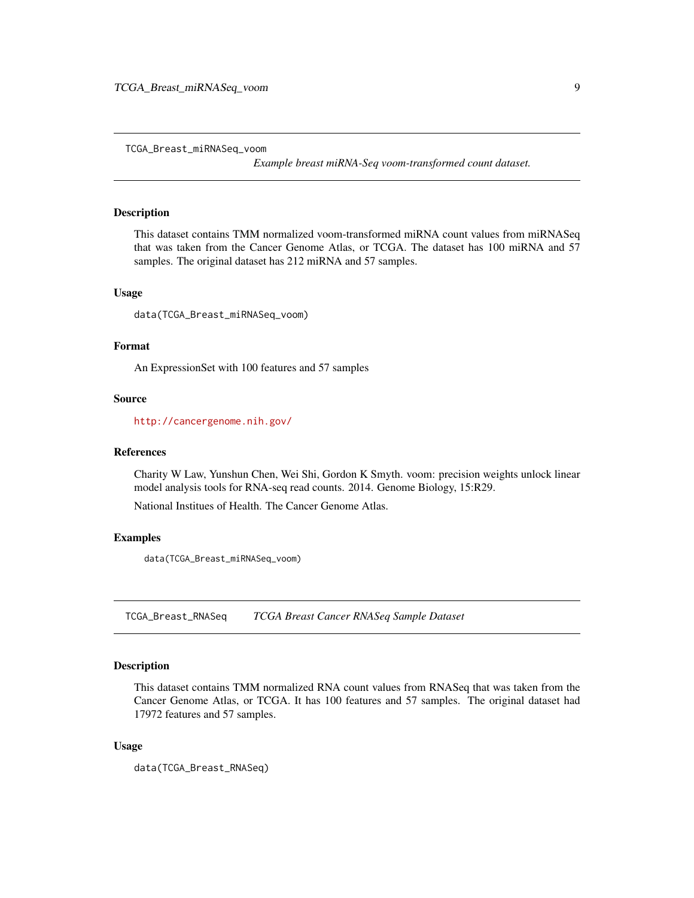## TCGA_Breast_miRNASeq_voom

*Example breast miRNA-Seq voom-transformed count dataset.*

### Description

This dataset contains TMM normalized voom-transformed miRNA count values from miRNASeq that was taken from the Cancer Genome Atlas, or TCGA. The dataset has 100 miRNA and 57 samples. The original dataset has 212 miRNA and 57 samples.

### Usage

```
data(TCGA_Breast_miRNASeq_voom)
```

### Format

An ExpressionSet with 100 features and 57 samples

### Source

http://cancergenome.nih.gov/

### References

Charity W Law, Yunshun Chen, Wei Shi, Gordon K Smyth. voom: precision weights unlock linear model analysis tools for RNA-seq read counts. 2014. Genome Biology, 15:R29.

National Institues of Health. The Cancer Genome Atlas.

### Examples

```
data(TCGA_Breast_miRNASeq_voom)
```

## TCGA_Breast_RNASeq

*TCGA Breast Cancer RNASeq Sample Dataset*

### Description

This dataset contains TMM normalized RNA count values from RNASeq that was taken from the Cancer Genome Atlas, or TCGA. It has 100 features and 57 samples. The original dataset had 17972 features and 57 samples.

### Usage

```
data(TCGA_Breast_RNASeq)
```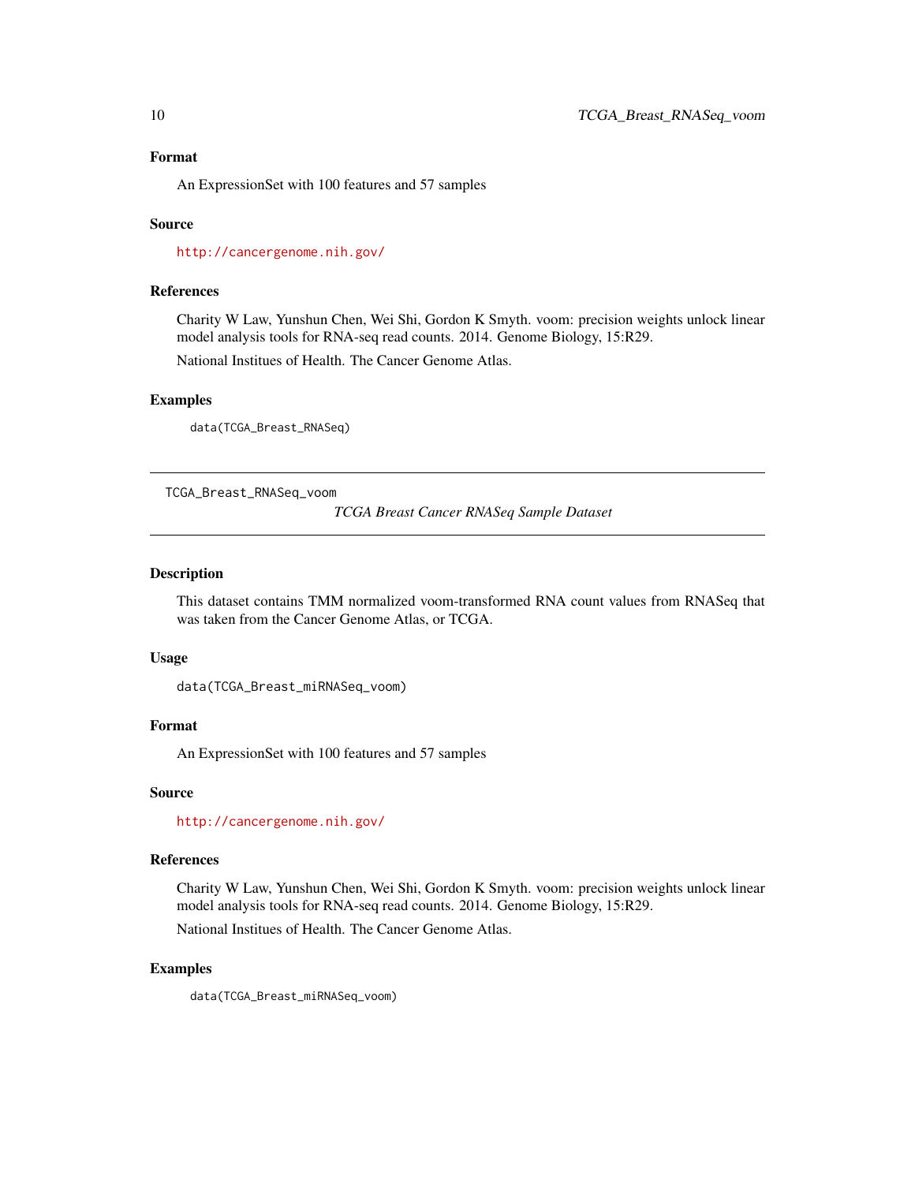### Format

An ExpressionSet with 100 features and 57 samples

### Source

http://cancergenome.nih.gov/

### References

Charity W Law, Yunshun Chen, Wei Shi, Gordon K Smyth. voom: precision weights unlock linear model analysis tools for RNA-seq read counts. 2014. Genome Biology, 15:R29.

National Institues of Health. The Cancer Genome Atlas.

### Examples

```
data(TCGA_Breast_RNASeq)
```

---

## TCGA_Breast_RNASeq_voom

*TCGA Breast Cancer RNASeq Sample Dataset*

---

### Description

This dataset contains TMM normalized voom-transformed RNA count values from RNASeq that was taken from the Cancer Genome Atlas, or TCGA.

### Usage

```
data(TCGA_Breast_miRNASeq_voom)
```

### Format

An ExpressionSet with 100 features and 57 samples

### Source

http://cancergenome.nih.gov/

### References

Charity W Law, Yunshun Chen, Wei Shi, Gordon K Smyth. voom: precision weights unlock linear model analysis tools for RNA-seq read counts. 2014. Genome Biology, 15:R29.

National Institues of Health. The Cancer Genome Atlas.

### Examples

```
data(TCGA_Breast_miRNASeq_voom)
```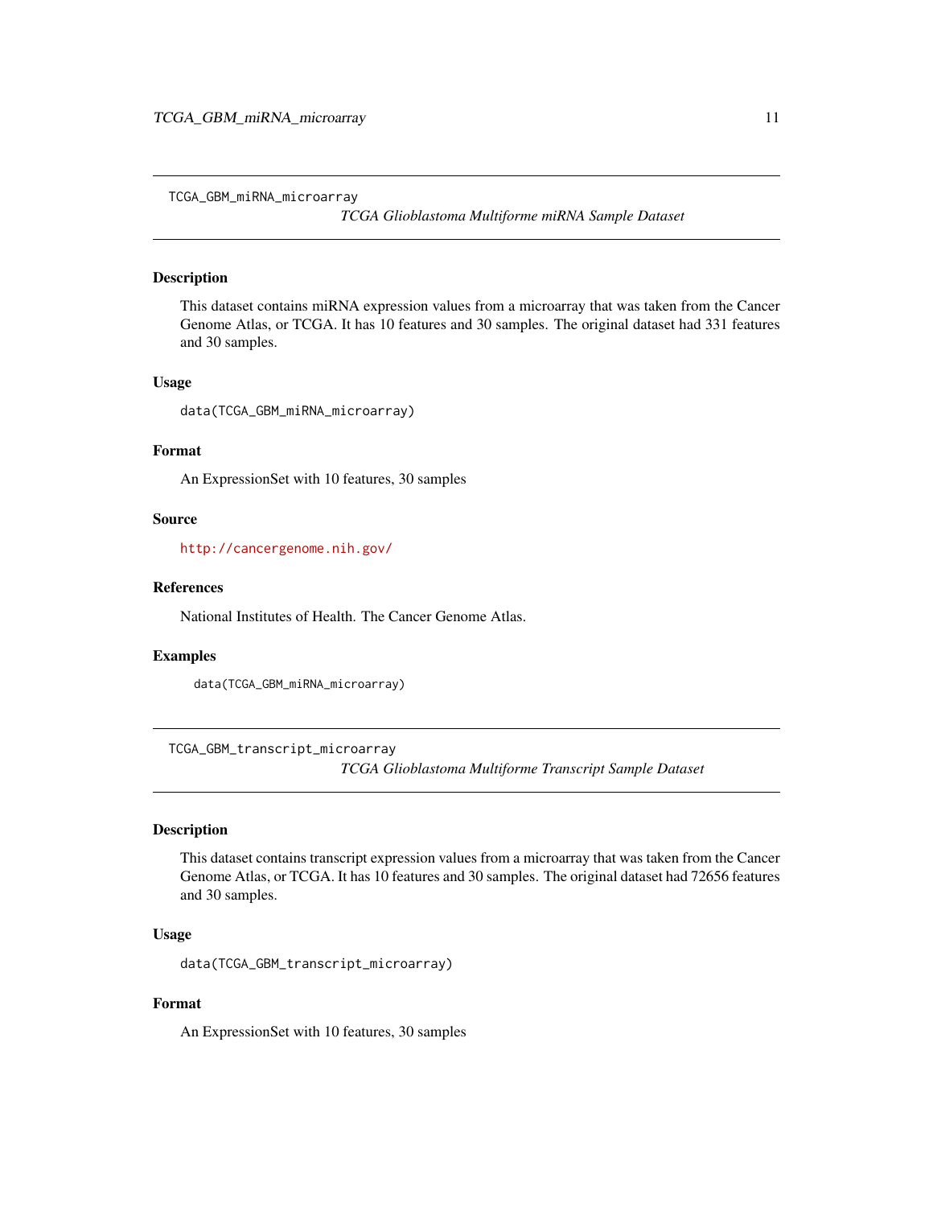## TCGA_GBM_miRNA_microarray

*TCGA Glioblastoma Multiforme miRNA Sample Dataset*

### Description

This dataset contains miRNA expression values from a microarray that was taken from the Cancer Genome Atlas, or TCGA. It has 10 features and 30 samples. The original dataset had 331 features and 30 samples.

### Usage

```
data(TCGA_GBM_miRNA_microarray)
```

### Format

An ExpressionSet with 10 features, 30 samples

### Source

http://cancergenome.nih.gov/

### References

National Institutes of Health. The Cancer Genome Atlas.

### Examples

```
data(TCGA_GBM_miRNA_microarray)
```

## TCGA_GBM_transcript_microarray

*TCGA Glioblastoma Multiforme Transcript Sample Dataset*

### Description

This dataset contains transcript expression values from a microarray that was taken from the Cancer Genome Atlas, or TCGA. It has 10 features and 30 samples. The original dataset had 72656 features and 30 samples.

### Usage

```
data(TCGA_GBM_transcript_microarray)
```

### Format

An ExpressionSet with 10 features, 30 samples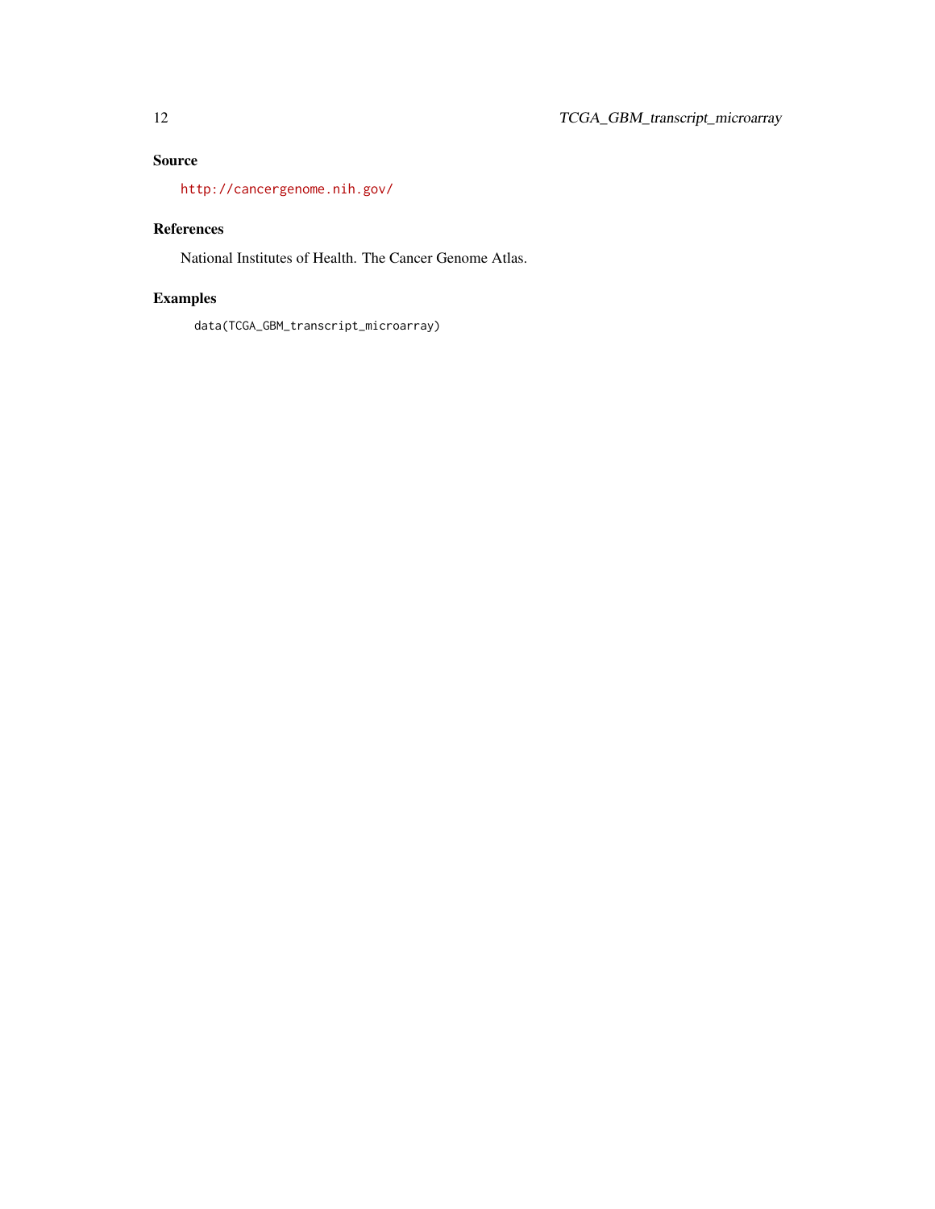## Source

http://cancergenome.nih.gov/

## References

National Institutes of Health. The Cancer Genome Atlas.

## Examples

```
data(TCGA_GBM_transcript_microarray)
```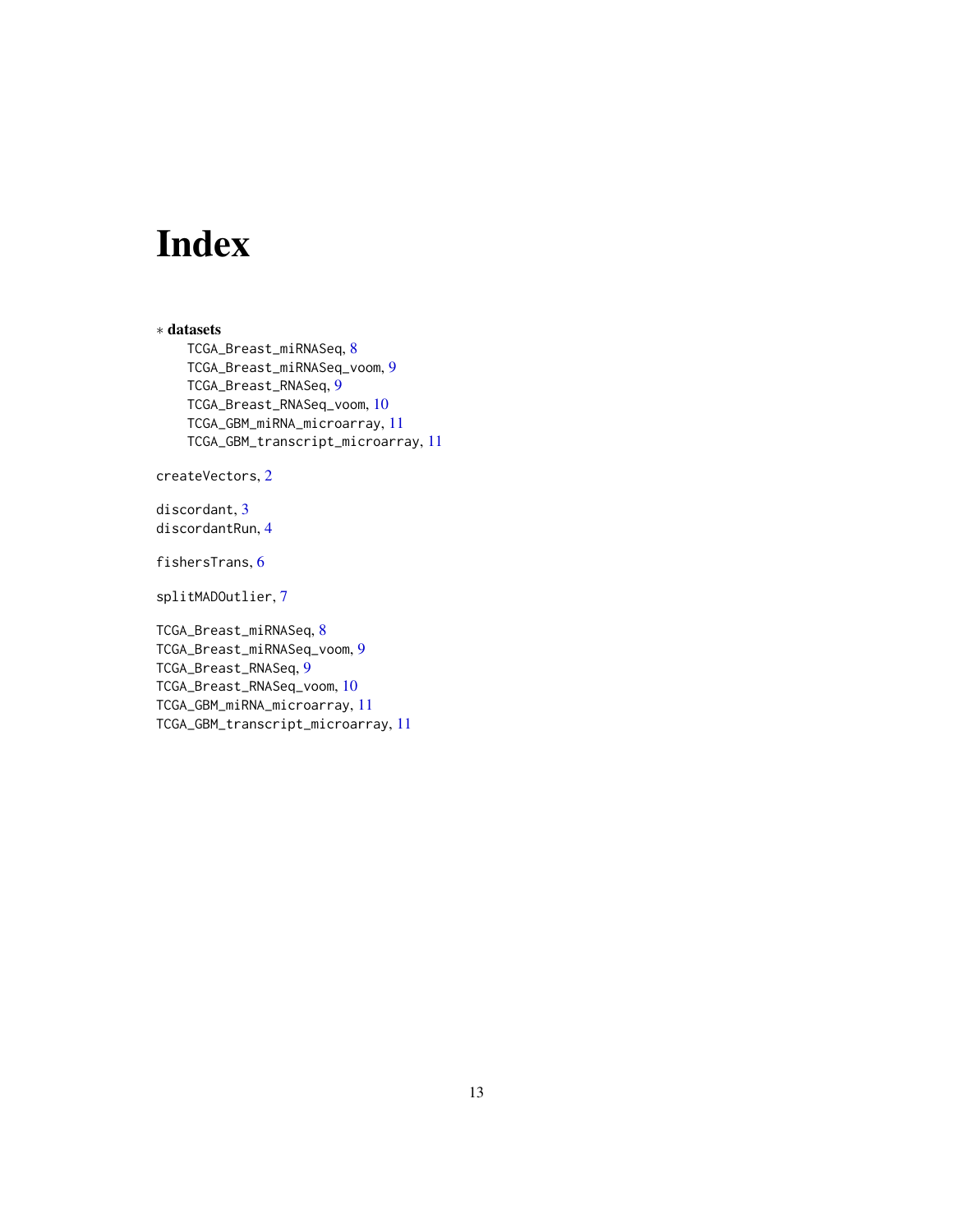# Index

∗ **datasets**

TCGA_Breast_miRNASeq, 8
TCGA_Breast_miRNASeq_voom, 9
TCGA_Breast_RNASeq, 9
TCGA_Breast_RNASeq_voom, 10
TCGA_GBM_miRNA_microarray, 11
TCGA_GBM_transcript_microarray, 11

createVectors, 2

discordant, 3
discordantRun, 4

fishersTrans, 6

splitMADOutlier, 7

TCGA_Breast_miRNASeq, 8
TCGA_Breast_miRNASeq_voom, 9
TCGA_Breast_RNASeq, 9
TCGA_Breast_RNASeq_voom, 10
TCGA_GBM_miRNA_microarray, 11
TCGA_GBM_transcript_microarray, 11